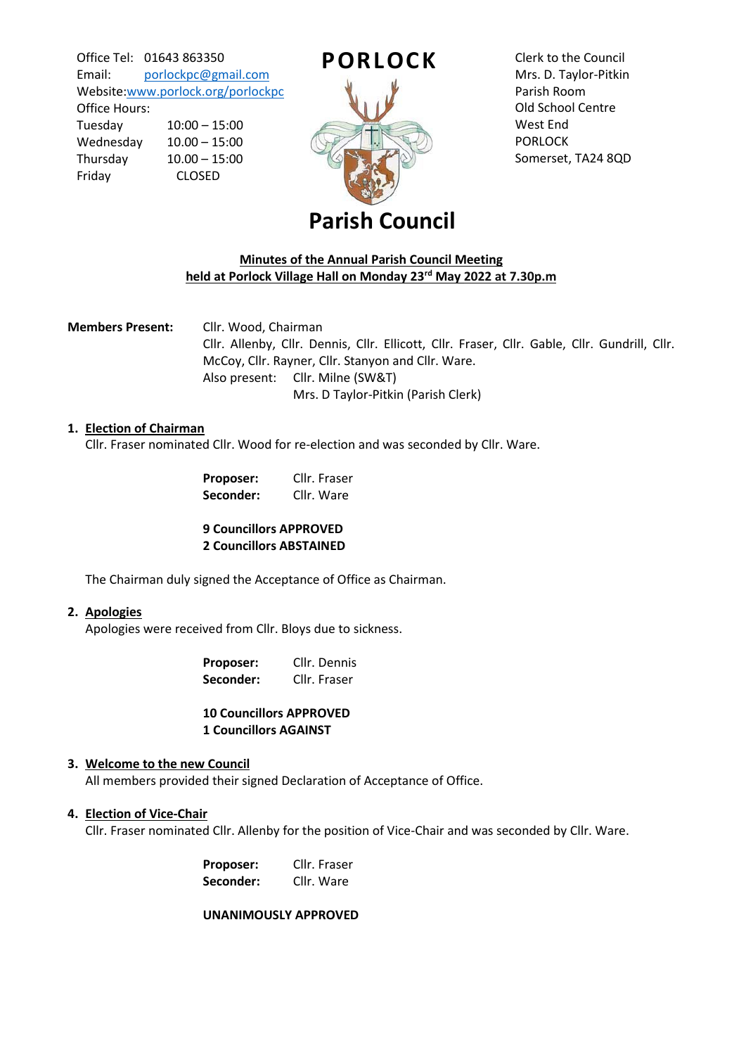Office Tel: 01643 863350
Email: porlockpc@gmail.com
Website:www.porlock.org/porlockpc
Office Hours:
Tuesday 10:00 – 15:00
Wednesday 10.00 – 15:00
Thursday 10.00 – 15:00
Friday CLOSED

# PORLOCK Parish Council

Clerk to the Council
Mrs. D. Taylor-Pitkin
Parish Room
Old School Centre
West End
PORLOCK
Somerset, TA24 8QD

## Minutes of the Annual Parish Council Meeting held at Porlock Village Hall on Monday 23rd May 2022 at 7.30p.m

**Members Present:** Cllr. Wood, Chairman
Cllr. Allenby, Cllr. Dennis, Cllr. Ellicott, Cllr. Fraser, Cllr. Gable, Cllr. Gundrill, Cllr. McCoy, Cllr. Rayner, Cllr. Stanyon and Cllr. Ware.
Also present: Cllr. Milne (SW&T)
Mrs. D Taylor-Pitkin (Parish Clerk)

### 1. Election of Chairman

Cllr. Fraser nominated Cllr. Wood for re-election and was seconded by Cllr. Ware.

**Proposer:** Cllr. Fraser
**Seconder:** Cllr. Ware

**9 Councillors APPROVED**
**2 Councillors ABSTAINED**

The Chairman duly signed the Acceptance of Office as Chairman.

### 2. Apologies

Apologies were received from Cllr. Bloys due to sickness.

**Proposer:** Cllr. Dennis
**Seconder:** Cllr. Fraser

**10 Councillors APPROVED**
**1 Councillors AGAINST**

### 3. Welcome to the new Council

All members provided their signed Declaration of Acceptance of Office.

### 4. Election of Vice-Chair

Cllr. Fraser nominated Cllr. Allenby for the position of Vice-Chair and was seconded by Cllr. Ware.

**Proposer:** Cllr. Fraser
**Seconder:** Cllr. Ware

**UNANIMOUSLY APPROVED**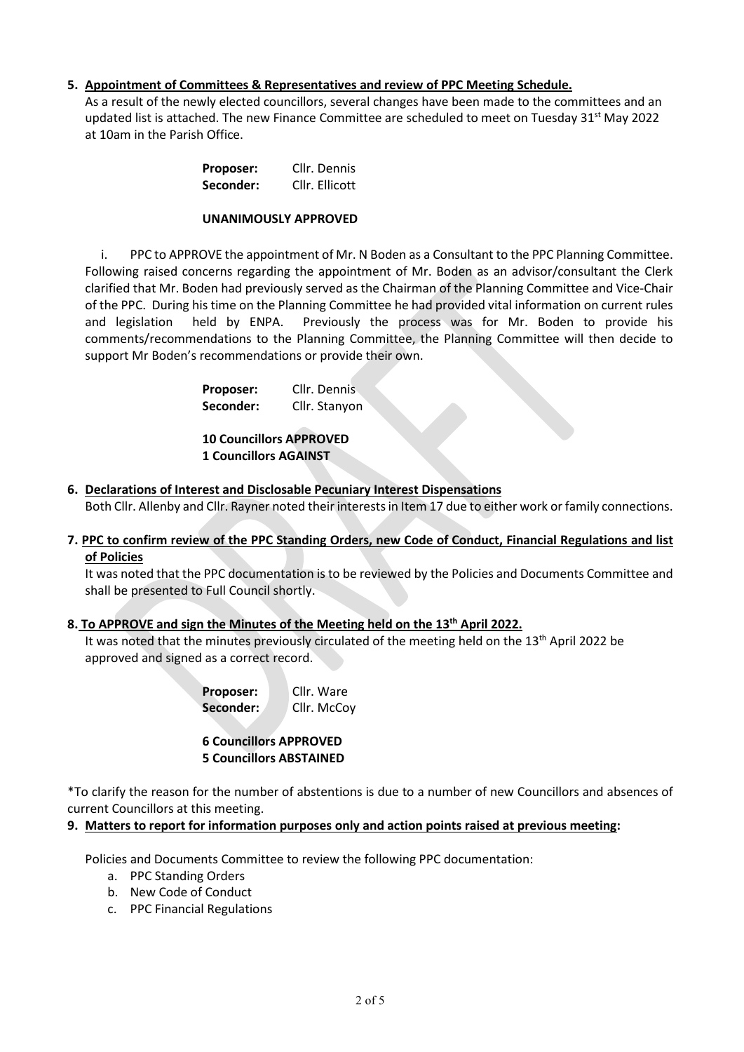**5. Appointment of Committees & Representatives and review of PPC Meeting Schedule.**

As a result of the newly elected councillors, several changes have been made to the committees and an updated list is attached. The new Finance Committee are scheduled to meet on Tuesday 31st May 2022 at 10am in the Parish Office.

**Proposer:** Cllr. Dennis
**Seconder:** Cllr. Ellicott

**UNANIMOUSLY APPROVED**

i. PPC to APPROVE the appointment of Mr. N Boden as a Consultant to the PPC Planning Committee. Following raised concerns regarding the appointment of Mr. Boden as an advisor/consultant the Clerk clarified that Mr. Boden had previously served as the Chairman of the Planning Committee and Vice-Chair of the PPC. During his time on the Planning Committee he had provided vital information on current rules and legislation held by ENPA. Previously the process was for Mr. Boden to provide his comments/recommendations to the Planning Committee, the Planning Committee will then decide to support Mr Boden's recommendations or provide their own.

**Proposer:** Cllr. Dennis
**Seconder:** Cllr. Stanyon

**10 Councillors APPROVED**
**1 Councillors AGAINST**

**6. Declarations of Interest and Disclosable Pecuniary Interest Dispensations**

Both Cllr. Allenby and Cllr. Rayner noted their interests in Item 17 due to either work or family connections.

**7. PPC to confirm review of the PPC Standing Orders, new Code of Conduct, Financial Regulations and list of Policies**

It was noted that the PPC documentation is to be reviewed by the Policies and Documents Committee and shall be presented to Full Council shortly.

**8. To APPROVE and sign the Minutes of the Meeting held on the 13th April 2022.**

It was noted that the minutes previously circulated of the meeting held on the 13th April 2022 be approved and signed as a correct record.

**Proposer:** Cllr. Ware
**Seconder:** Cllr. McCoy

**6 Councillors APPROVED**
**5 Councillors ABSTAINED**

*To clarify the reason for the number of abstentions is due to a number of new Councillors and absences of current Councillors at this meeting.

**9. Matters to report for information purposes only and action points raised at previous meeting:**

Policies and Documents Committee to review the following PPC documentation:

a. PPC Standing Orders
b. New Code of Conduct
c. PPC Financial Regulations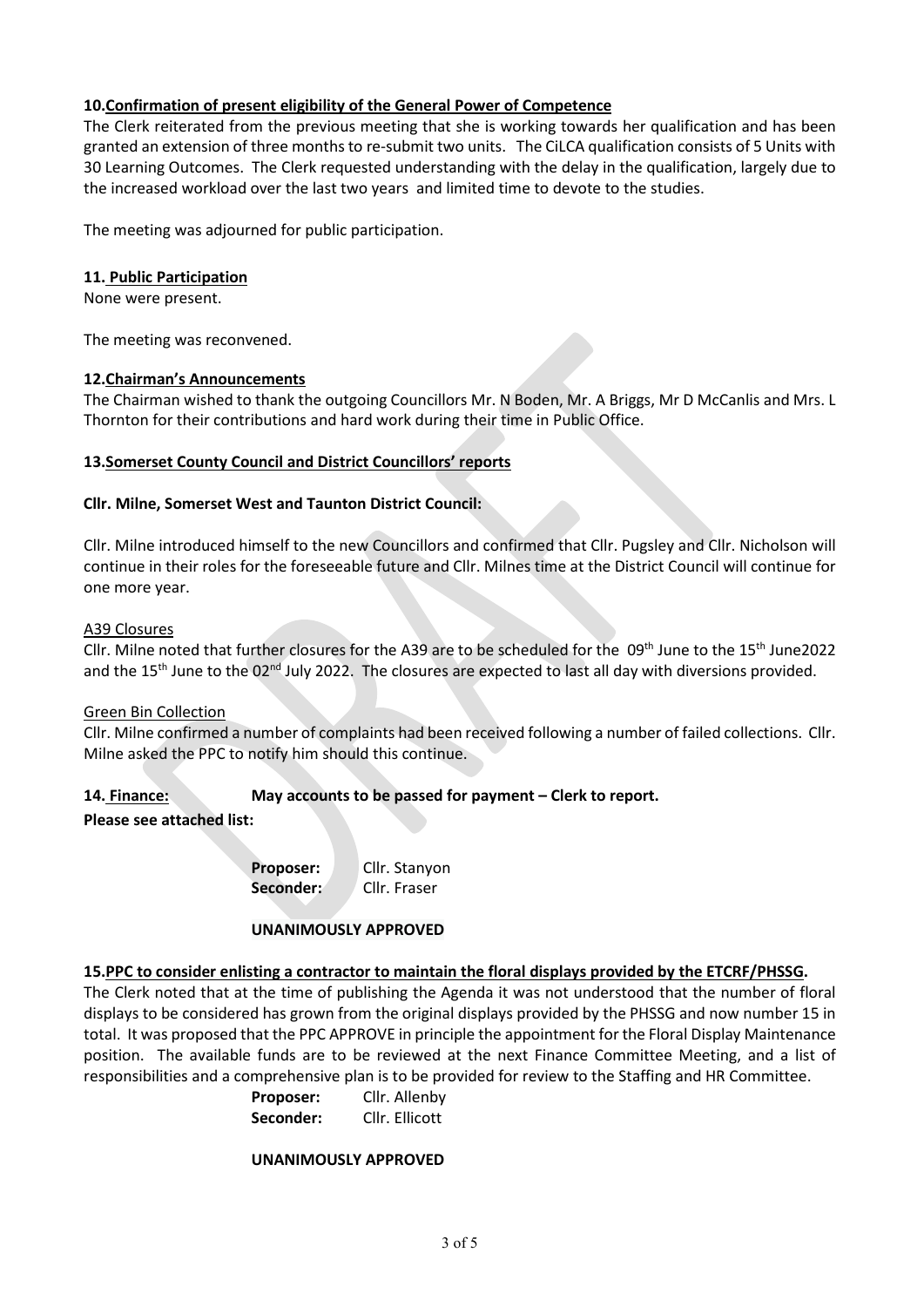**10.Confirmation of present eligibility of the General Power of Competence**

The Clerk reiterated from the previous meeting that she is working towards her qualification and has been granted an extension of three months to re-submit two units. The CiLCA qualification consists of 5 Units with 30 Learning Outcomes. The Clerk requested understanding with the delay in the qualification, largely due to the increased workload over the last two years and limited time to devote to the studies.

The meeting was adjourned for public participation.

**11. Public Participation**

None were present.

The meeting was reconvened.

**12.Chairman's Announcements**

The Chairman wished to thank the outgoing Councillors Mr. N Boden, Mr. A Briggs, Mr D McCanlis and Mrs. L Thornton for their contributions and hard work during their time in Public Office.

**13.Somerset County Council and District Councillors' reports**

**Cllr. Milne, Somerset West and Taunton District Council:**

Cllr. Milne introduced himself to the new Councillors and confirmed that Cllr. Pugsley and Cllr. Nicholson will continue in their roles for the foreseeable future and Cllr. Milnes time at the District Council will continue for one more year.

A39 Closures

Cllr. Milne noted that further closures for the A39 are to be scheduled for the 09th June to the 15th June2022 and the 15th June to the 02nd July 2022. The closures are expected to last all day with diversions provided.

Green Bin Collection

Cllr. Milne confirmed a number of complaints had been received following a number of failed collections. Cllr. Milne asked the PPC to notify him should this continue.

**14. Finance: May accounts to be passed for payment – Clerk to report.**

**Please see attached list:**

**Proposer:** Cllr. Stanyon
**Seconder:** Cllr. Fraser

**UNANIMOUSLY APPROVED**

**15.PPC to consider enlisting a contractor to maintain the floral displays provided by the ETCRF/PHSSG.**

The Clerk noted that at the time of publishing the Agenda it was not understood that the number of floral displays to be considered has grown from the original displays provided by the PHSSG and now number 15 in total. It was proposed that the PPC APPROVE in principle the appointment for the Floral Display Maintenance position. The available funds are to be reviewed at the next Finance Committee Meeting, and a list of responsibilities and a comprehensive plan is to be provided for review to the Staffing and HR Committee.

**Proposer:** Cllr. Allenby
**Seconder:** Cllr. Ellicott

**UNANIMOUSLY APPROVED**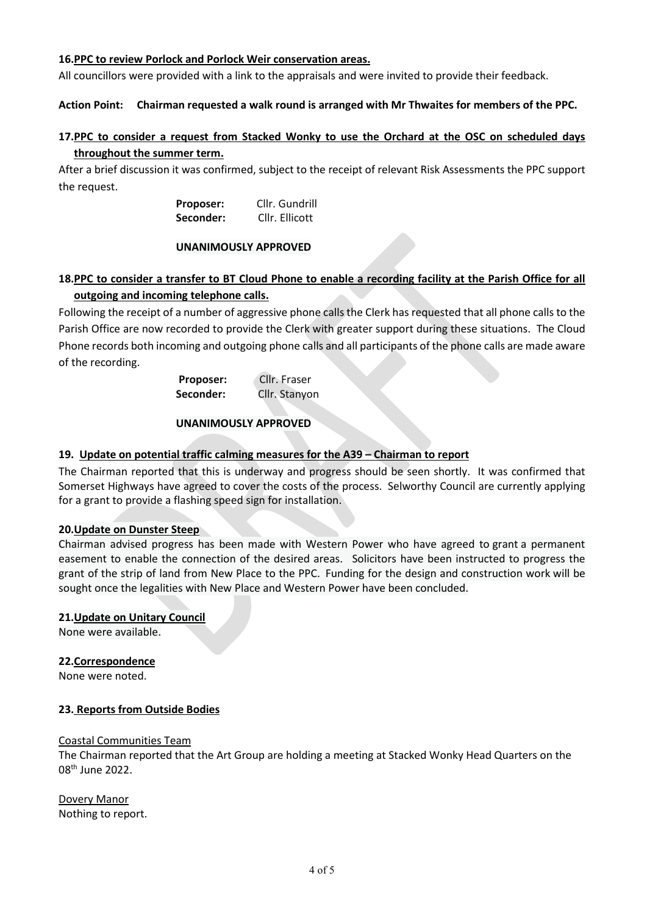**16. PPC to review Porlock and Porlock Weir conservation areas.**

All councillors were provided with a link to the appraisals and were invited to provide their feedback.

**Action Point: Chairman requested a walk round is arranged with Mr Thwaites for members of the PPC.**

**17. PPC to consider a request from Stacked Wonky to use the Orchard at the OSC on scheduled days throughout the summer term.**

After a brief discussion it was confirmed, subject to the receipt of relevant Risk Assessments the PPC support the request.

**Proposer:** Cllr. Gundrill
**Seconder:** Cllr. Ellicott

**UNANIMOUSLY APPROVED**

**18. PPC to consider a transfer to BT Cloud Phone to enable a recording facility at the Parish Office for all outgoing and incoming telephone calls.**

Following the receipt of a number of aggressive phone calls the Clerk has requested that all phone calls to the Parish Office are now recorded to provide the Clerk with greater support during these situations. The Cloud Phone records both incoming and outgoing phone calls and all participants of the phone calls are made aware of the recording.

**Proposer:** Cllr. Fraser
**Seconder:** Cllr. Stanyon

**UNANIMOUSLY APPROVED**

**19. Update on potential traffic calming measures for the A39 – Chairman to report**

The Chairman reported that this is underway and progress should be seen shortly. It was confirmed that Somerset Highways have agreed to cover the costs of the process. Selworthy Council are currently applying for a grant to provide a flashing speed sign for installation.

**20. Update on Dunster Steep**

Chairman advised progress has been made with Western Power who have agreed to grant a permanent easement to enable the connection of the desired areas. Solicitors have been instructed to progress the grant of the strip of land from New Place to the PPC. Funding for the design and construction work will be sought once the legalities with New Place and Western Power have been concluded.

**21. Update on Unitary Council**

None were available.

**22. Correspondence**

None were noted.

**23. Reports from Outside Bodies**

Coastal Communities Team

The Chairman reported that the Art Group are holding a meeting at Stacked Wonky Head Quarters on the 08th June 2022.

Dovery Manor

Nothing to report.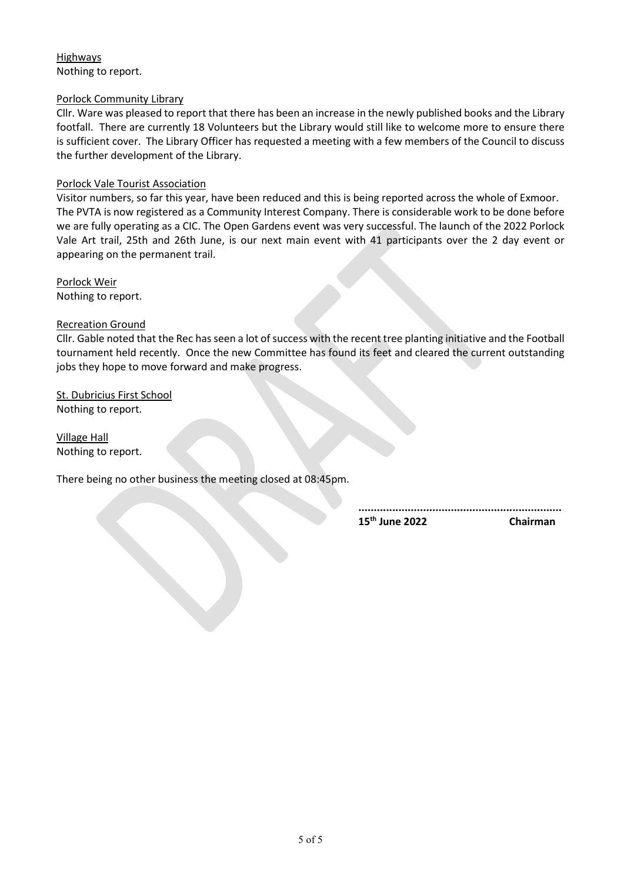Highways
Nothing to report.

Porlock Community Library
Cllr. Ware was pleased to report that there has been an increase in the newly published books and the Library footfall. There are currently 18 Volunteers but the Library would still like to welcome more to ensure there is sufficient cover. The Library Officer has requested a meeting with a few members of the Council to discuss the further development of the Library.

Porlock Vale Tourist Association
Visitor numbers, so far this year, have been reduced and this is being reported across the whole of Exmoor. The PVTA is now registered as a Community Interest Company. There is considerable work to be done before we are fully operating as a CIC. The Open Gardens event was very successful. The launch of the 2022 Porlock Vale Art trail, 25th and 26th June, is our next main event with 41 participants over the 2 day event or appearing on the permanent trail.

Porlock Weir
Nothing to report.

Recreation Ground
Cllr. Gable noted that the Rec has seen a lot of success with the recent tree planting initiative and the Football tournament held recently. Once the new Committee has found its feet and cleared the current outstanding jobs they hope to move forward and make progress.

St. Dubricius First School
Nothing to report.

Village Hall
Nothing to report.

There being no other business the meeting closed at 08:45pm.

..................................................................

**15th June 2022** **Chairman**

DRAFT